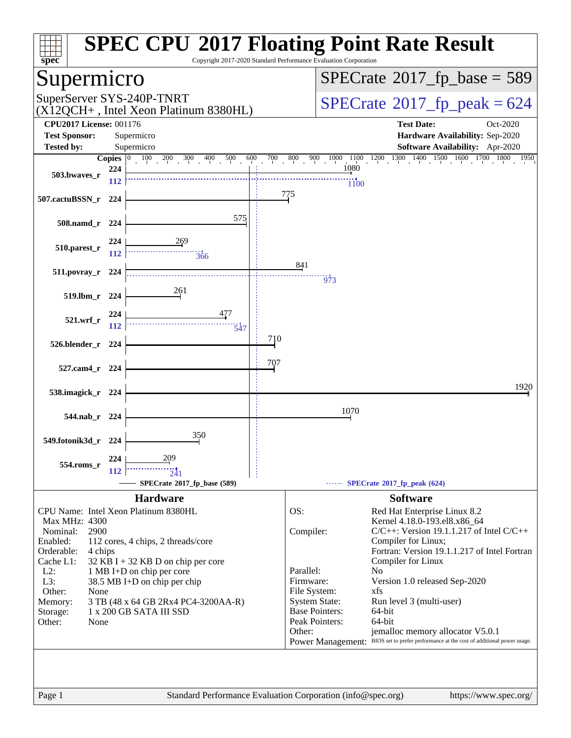# SPEC CPU 2017 Floating Point Rate Result

Copyright 2017-2020 Standard Performance Evaluation Corporation

## Supermicro

SuperServer SYS-240P-TNRT (X12QCH+ , Intel Xeon Platinum 8380HL)

**SPECrate 2017_fp_base = 589**

**SPECrate 2017_fp_peak = 624**

**CPU2017 License:** 001176
**Test Sponsor:** Supermicro
**Tested by:** Supermicro

**Test Date:** Oct-2020
**Hardware Availability:** Sep-2020
**Software Availability:** Apr-2020

| Benchmark | Copies (base) | Base | Copies (peak) | Peak |
|---|---|---|---|---|
| 503.bwaves_r | 224 | 1080 | 112 | 1100 |
| 507.cactuBSSN_r | 224 | 775 | | |
| 508.namd_r | 224 | 575 | | |
| 510.parest_r | 224 | 269 | 112 | 366 |
| 511.povray_r | 224 | 841 | 224 | 973 |
| 519.lbm_r | 224 | 261 | | |
| 521.wrf_r | 224 | 477 | 112 | 547 |
| 526.blender_r | 224 | 710 | | |
| 527.cam4_r | 224 | 707 | | |
| 538.imagick_r | 224 | 1920 | | |
| 544.nab_r | 224 | 1070 | | |
| 549.fotonik3d_r | 224 | 350 | | |
| 554.roms_r | 224 | 209 | 112 | 241 |

SPECrate 2017_fp_base (589) — SPECrate 2017_fp_peak (624)

### Hardware

| | |
|---|---|
| CPU Name: | Intel Xeon Platinum 8380HL |
| Max MHz: | 4300 |
| Nominal: | 2900 |
| Enabled: | 112 cores, 4 chips, 2 threads/core |
| Orderable: | 4 chips |
| Cache L1: | 32 KB I + 32 KB D on chip per core |
| L2: | 1 MB I+D on chip per core |
| L3: | 38.5 MB I+D on chip per chip |
| Other: | None |
| Memory: | 3 TB (48 x 64 GB 2Rx4 PC4-3200AA-R) |
| Storage: | 1 x 200 GB SATA III SSD |
| Other: | None |

### Software

| | |
|---|---|
| OS: | Red Hat Enterprise Linux 8.2<br>Kernel 4.18.0-193.el8.x86_64 |
| Compiler: | C/C++: Version 19.1.1.217 of Intel C/C++ Compiler for Linux;<br>Fortran: Version 19.1.1.217 of Intel Fortran Compiler for Linux |
| Parallel: | No |
| Firmware: | Version 1.0 released Sep-2020 |
| File System: | xfs |
| System State: | Run level 3 (multi-user) |
| Base Pointers: | 64-bit |
| Peak Pointers: | 64-bit |
| Other: | jemalloc memory allocator V5.0.1 |
| Power Management: | BIOS set to prefer performance at the cost of additional power usage. |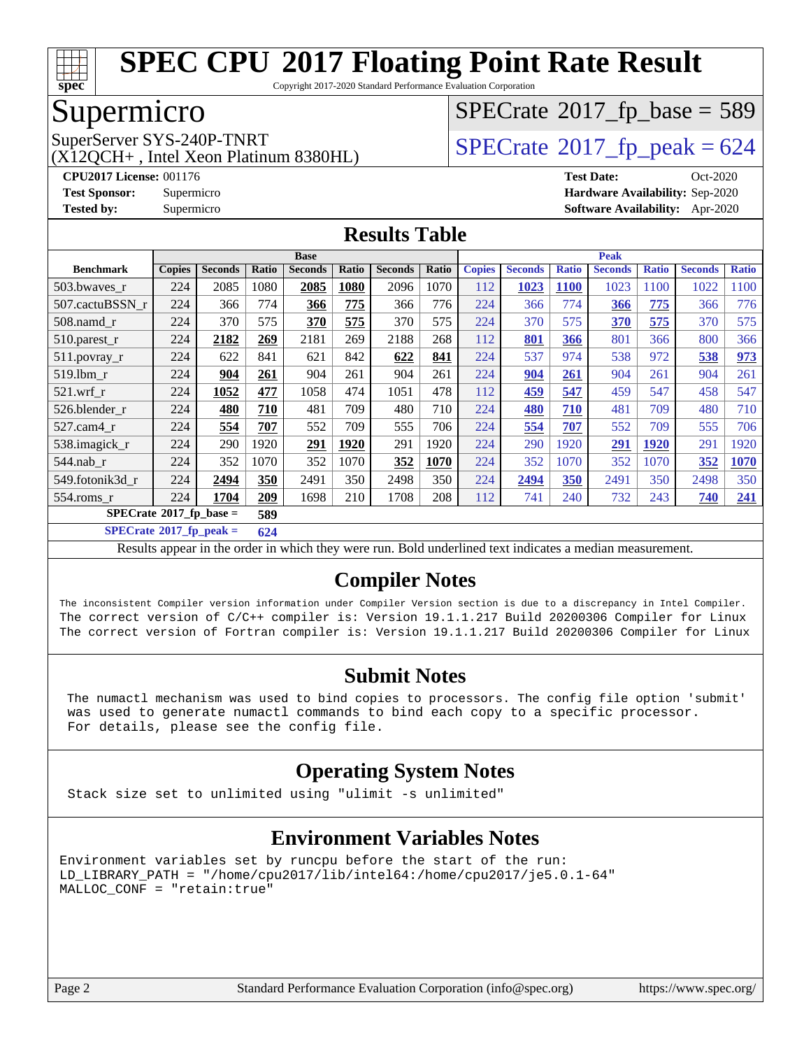# SPEC CPU 2017 Floating Point Rate Result

Copyright 2017-2020 Standard Performance Evaluation Corporation

## Supermicro

SuperServer SYS-240P-TNRT
(X12QCH+ , Intel Xeon Platinum 8380HL)

SPECrate 2017_fp_base = 589

SPECrate 2017_fp_peak = 624

**CPU2017 License:** 001176
**Test Sponsor:** Supermicro
**Tested by:** Supermicro

**Test Date:** Oct-2020
**Hardware Availability:** Sep-2020
**Software Availability:** Apr-2020

## Results Table

| Benchmark | Base | | | | | | | Peak | | | | | | |
|---|---|---|---|---|---|---|---|---|---|---|---|---|---|---|
| | Copies | Seconds | Ratio | Seconds | Ratio | Seconds | Ratio | Copies | Seconds | Ratio | Seconds | Ratio | Seconds | Ratio |
| 503.bwaves_r | 224 | 2085 | 1080 | **2085** | **1080** | 2096 | 1070 | 112 | **1023** | **1100** | 1023 | 1100 | 1022 | 1100 |
| 507.cactuBSSN_r | 224 | 366 | 774 | **366** | **775** | 366 | 776 | 224 | 366 | 774 | **366** | **775** | 366 | 776 |
| 508.namd_r | 224 | 370 | 575 | **370** | **575** | 370 | 575 | 224 | 370 | 575 | **370** | **575** | 370 | 575 |
| 510.parest_r | 224 | **2182** | **269** | 2181 | 269 | 2188 | 268 | 112 | **801** | **366** | 801 | 366 | 800 | 366 |
| 511.povray_r | 224 | 622 | 841 | 621 | 842 | **622** | **841** | 224 | 537 | 974 | 538 | 972 | **538** | **973** |
| 519.lbm_r | 224 | **904** | **261** | 904 | 261 | 904 | 261 | 224 | **904** | **261** | 904 | 261 | 904 | 261 |
| 521.wrf_r | 224 | **1052** | **477** | 1058 | 474 | 1051 | 478 | 112 | **459** | **547** | 459 | 547 | 458 | 547 |
| 526.blender_r | 224 | **480** | **710** | 481 | 709 | 480 | 710 | 224 | **480** | **710** | 481 | 709 | 480 | 710 |
| 527.cam4_r | 224 | **554** | **707** | 552 | 709 | 555 | 706 | 224 | **554** | **707** | 552 | 709 | 555 | 706 |
| 538.imagick_r | 224 | 290 | 1920 | **291** | **1920** | 291 | 1920 | 224 | 290 | 1920 | **291** | **1920** | 291 | 1920 |
| 544.nab_r | 224 | 352 | 1070 | 352 | 1070 | **352** | **1070** | 224 | 352 | 1070 | 352 | 1070 | **352** | **1070** |
| 549.fotonik3d_r | 224 | **2494** | **350** | 2491 | 350 | 2498 | 350 | 224 | **2494** | **350** | 2491 | 350 | 2498 | 350 |
| 554.roms_r | 224 | **1704** | **209** | 1698 | 210 | 1708 | 208 | 112 | 741 | 240 | 732 | 243 | **740** | **241** |

**SPECrate 2017_fp_base = 589**

**SPECrate 2017_fp_peak = 624**

Results appear in the order in which they were run. Bold underlined text indicates a median measurement.

## Compiler Notes

```
The inconsistent Compiler version information under Compiler Version section is due to a discrepancy in Intel Compiler.
The correct version of C/C++ compiler is: Version 19.1.1.217 Build 20200306 Compiler for Linux
The correct version of Fortran compiler is: Version 19.1.1.217 Build 20200306 Compiler for Linux
```

## Submit Notes

```
The numactl mechanism was used to bind copies to processors. The config file option 'submit'
was used to generate numactl commands to bind each copy to a specific processor.
For details, please see the config file.
```

## Operating System Notes

```
Stack size set to unlimited using "ulimit -s unlimited"
```

## Environment Variables Notes

```
Environment variables set by runcpu before the start of the run:
LD_LIBRARY_PATH = "/home/cpu2017/lib/intel64:/home/cpu2017/je5.0.1-64"
MALLOC_CONF = "retain:true"
```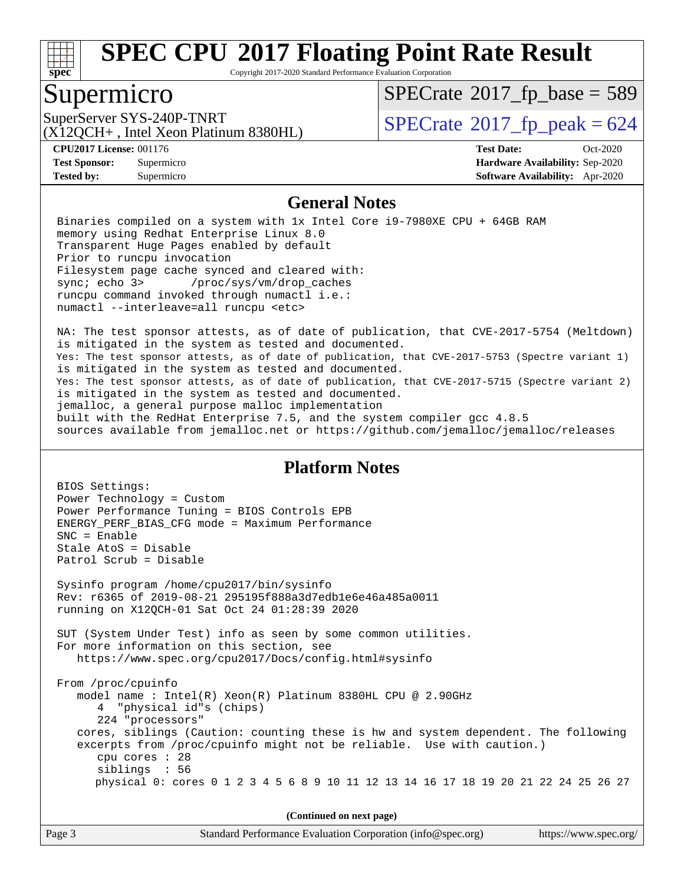# SPEC CPU 2017 Floating Point Rate Result

Copyright 2017-2020 Standard Performance Evaluation Corporation

## Supermicro

SuperServer SYS-240P-TNRT
(X12QCH+ , Intel Xeon Platinum 8380HL)

SPECrate 2017_fp_base = 589

SPECrate 2017_fp_peak = 624

| | | | |
|---|---|---|---|
| **CPU2017 License:** 001176 | | **Test Date:** | Oct-2020 |
| **Test Sponsor:** | Supermicro | **Hardware Availability:** | Sep-2020 |
| **Tested by:** | Supermicro | **Software Availability:** | Apr-2020 |

### General Notes

```
Binaries compiled on a system with 1x Intel Core i9-7980XE CPU + 64GB RAM
memory using Redhat Enterprise Linux 8.0
Transparent Huge Pages enabled by default
Prior to runcpu invocation
Filesystem page cache synced and cleared with:
sync; echo 3>       /proc/sys/vm/drop_caches
runcpu command invoked through numactl i.e.:
numactl --interleave=all runcpu <etc>

NA: The test sponsor attests, as of date of publication, that CVE-2017-5754 (Meltdown)
is mitigated in the system as tested and documented.
Yes: The test sponsor attests, as of date of publication, that CVE-2017-5753 (Spectre variant 1)
is mitigated in the system as tested and documented.
Yes: The test sponsor attests, as of date of publication, that CVE-2017-5715 (Spectre variant 2)
is mitigated in the system as tested and documented.
jemalloc, a general purpose malloc implementation
built with the RedHat Enterprise 7.5, and the system compiler gcc 4.8.5
sources available from jemalloc.net or https://github.com/jemalloc/jemalloc/releases
```

### Platform Notes

```
BIOS Settings:
Power Technology = Custom
Power Performance Tuning = BIOS Controls EPB
ENERGY_PERF_BIAS_CFG mode = Maximum Performance
SNC = Enable
Stale AtoS = Disable
Patrol Scrub = Disable

Sysinfo program /home/cpu2017/bin/sysinfo
Rev: r6365 of 2019-08-21 295195f888a3d7edb1e6e46a485a0011
running on X12QCH-01 Sat Oct 24 01:28:39 2020

SUT (System Under Test) info as seen by some common utilities.
For more information on this section, see
   https://www.spec.org/cpu2017/Docs/config.html#sysinfo

From /proc/cpuinfo
   model name : Intel(R) Xeon(R) Platinum 8380HL CPU @ 2.90GHz
      4  "physical id"s (chips)
      224 "processors"
   cores, siblings (Caution: counting these is hw and system dependent. The following
   excerpts from /proc/cpuinfo might not be reliable.  Use with caution.)
      cpu cores : 28
      siblings  : 56
      physical 0: cores 0 1 2 3 4 5 6 8 9 10 11 12 13 14 16 17 18 19 20 21 22 24 25 26 27
```

**(Continued on next page)**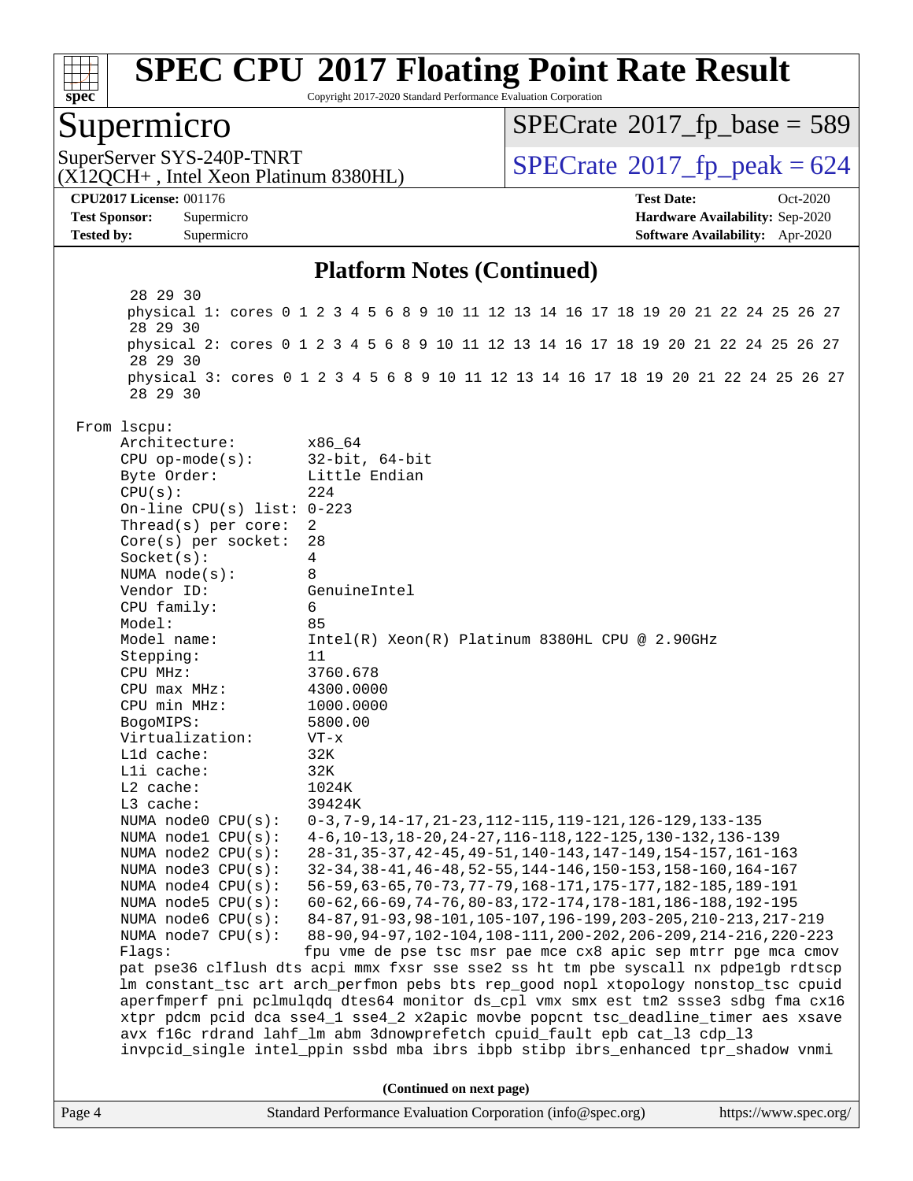## Platform Notes (Continued)

```
    28 29 30
    physical 1: cores 0 1 2 3 4 5 6 8 9 10 11 12 13 14 16 17 18 19 20 21 22 24 25 26 27
    28 29 30
    physical 2: cores 0 1 2 3 4 5 6 8 9 10 11 12 13 14 16 17 18 19 20 21 22 24 25 26 27
    28 29 30
    physical 3: cores 0 1 2 3 4 5 6 8 9 10 11 12 13 14 16 17 18 19 20 21 22 24 25 26 27
    28 29 30

From lscpu:
    Architecture:        x86_64
    CPU op-mode(s):      32-bit, 64-bit
    Byte Order:          Little Endian
    CPU(s):              224
    On-line CPU(s) list: 0-223
    Thread(s) per core:  2
    Core(s) per socket:  28
    Socket(s):           4
    NUMA node(s):        8
    Vendor ID:           GenuineIntel
    CPU family:          6
    Model:               85
    Model name:          Intel(R) Xeon(R) Platinum 8380HL CPU @ 2.90GHz
    Stepping:            11
    CPU MHz:             3760.678
    CPU max MHz:         4300.0000
    CPU min MHz:         1000.0000
    BogoMIPS:            5800.00
    Virtualization:      VT-x
    L1d cache:           32K
    L1i cache:           32K
    L2 cache:            1024K
    L3 cache:            39424K
    NUMA node0 CPU(s):   0-3,7-9,14-17,21-23,112-115,119-121,126-129,133-135
    NUMA node1 CPU(s):   4-6,10-13,18-20,24-27,116-118,122-125,130-132,136-139
    NUMA node2 CPU(s):   28-31,35-37,42-45,49-51,140-143,147-149,154-157,161-163
    NUMA node3 CPU(s):   32-34,38-41,46-48,52-55,144-146,150-153,158-160,164-167
    NUMA node4 CPU(s):   56-59,63-65,70-73,77-79,168-171,175-177,182-185,189-191
    NUMA node5 CPU(s):   60-62,66-69,74-76,80-83,172-174,178-181,186-188,192-195
    NUMA node6 CPU(s):   84-87,91-93,98-101,105-107,196-199,203-205,210-213,217-219
    NUMA node7 CPU(s):   88-90,94-97,102-104,108-111,200-202,206-209,214-216,220-223
    Flags:               fpu vme de pse tsc msr pae mce cx8 apic sep mtrr pge mca cmov
    pat pse36 clflush dts acpi mmx fxsr sse sse2 ss ht tm pbe syscall nx pdpe1gb rdtscp
    lm constant_tsc art arch_perfmon pebs bts rep_good nopl xtopology nonstop_tsc cpuid
    aperfmperf pni pclmulqdq dtes64 monitor ds_cpl vmx smx est tm2 ssse3 sdbg fma cx16
    xtpr pdcm pcid dca sse4_1 sse4_2 x2apic movbe popcnt tsc_deadline_timer aes xsave
    avx f16c rdrand lahf_lm abm 3dnowprefetch cpuid_fault epb cat_l3 cdp_l3
    invpcid_single intel_ppin ssbd mba ibrs ibpb stibp ibrs_enhanced tpr_shadow vnmi
```

**(Continued on next page)**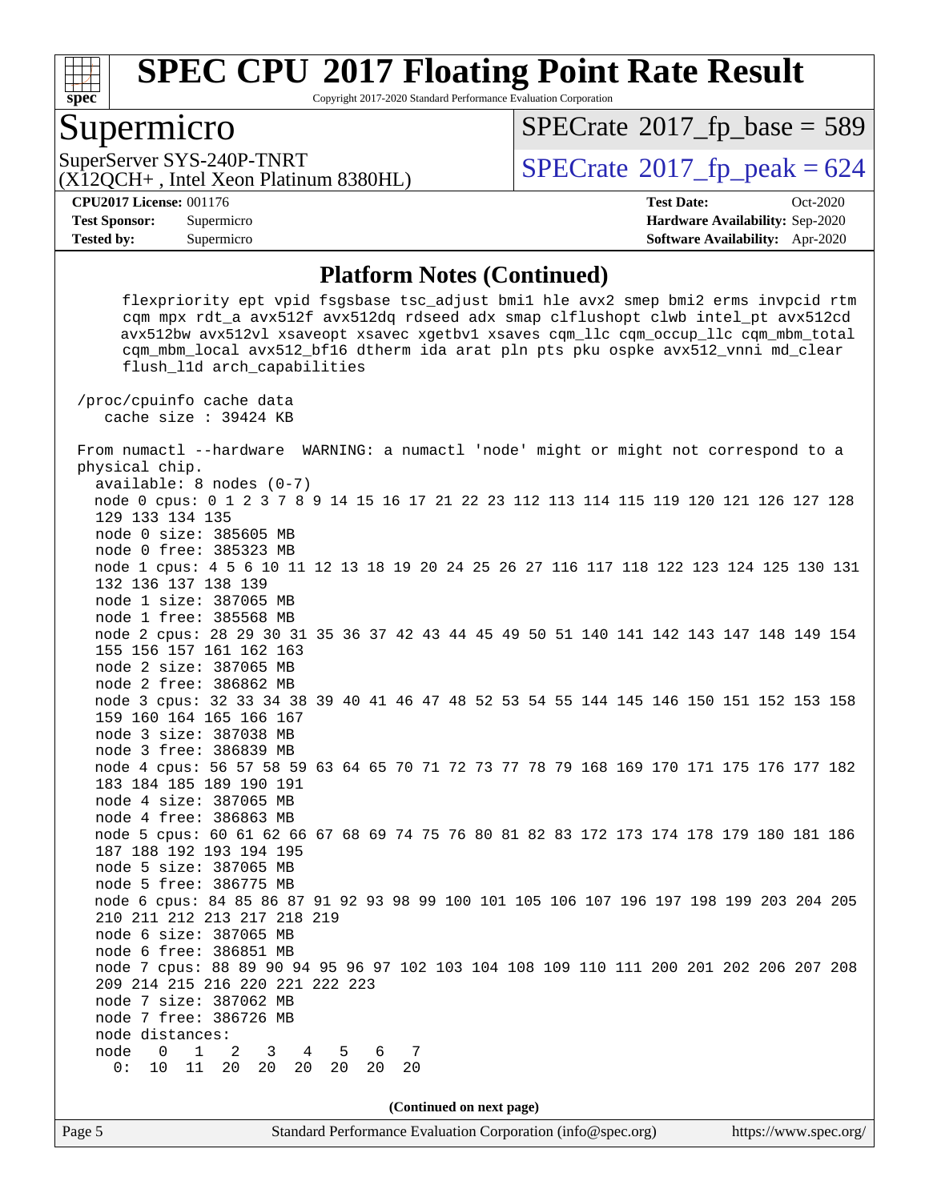## Platform Notes (Continued)

```
      flexpriority ept vpid fsgsbase tsc_adjust bmi1 hle avx2 smep bmi2 erms invpcid rtm
      cqm mpx rdt_a avx512f avx512dq rdseed adx smap clflushopt clwb intel_pt avx512cd
      avx512bw avx512vl xsaveopt xsavec xgetbv1 xsaves cqm_llc cqm_occup_llc cqm_mbm_total
      cqm_mbm_local avx512_bf16 dtherm ida arat pln pts pku ospke avx512_vnni md_clear
      flush_l1d arch_capabilities

 /proc/cpuinfo cache data
    cache size : 39424 KB

 From numactl --hardware  WARNING: a numactl 'node' might or might not correspond to a
 physical chip.
   available: 8 nodes (0-7)
   node 0 cpus: 0 1 2 3 7 8 9 14 15 16 17 21 22 23 112 113 114 115 119 120 121 126 127 128
   129 133 134 135
   node 0 size: 385605 MB
   node 0 free: 385323 MB
   node 1 cpus: 4 5 6 10 11 12 13 18 19 20 24 25 26 27 116 117 118 122 123 124 125 130 131
   132 136 137 138 139
   node 1 size: 387065 MB
   node 1 free: 385568 MB
   node 2 cpus: 28 29 30 31 35 36 37 42 43 44 45 49 50 51 140 141 142 143 147 148 149 154
   155 156 157 161 162 163
   node 2 size: 387065 MB
   node 2 free: 386862 MB
   node 3 cpus: 32 33 34 38 39 40 41 46 47 48 52 53 54 55 144 145 146 150 151 152 153 158
   159 160 164 165 166 167
   node 3 size: 387038 MB
   node 3 free: 386839 MB
   node 4 cpus: 56 57 58 59 63 64 65 70 71 72 73 77 78 79 168 169 170 171 175 176 177 182
   183 184 185 189 190 191
   node 4 size: 387065 MB
   node 4 free: 386863 MB
   node 5 cpus: 60 61 62 66 67 68 69 74 75 76 80 81 82 83 172 173 174 178 179 180 181 186
   187 188 192 193 194 195
   node 5 size: 387065 MB
   node 5 free: 386775 MB
   node 6 cpus: 84 85 86 87 91 92 93 98 99 100 101 105 106 107 196 197 198 199 203 204 205
   210 211 212 213 217 218 219
   node 6 size: 387065 MB
   node 6 free: 386851 MB
   node 7 cpus: 88 89 90 94 95 96 97 102 103 104 108 109 110 111 200 201 202 206 207 208
   209 214 215 216 220 221 222 223
   node 7 size: 387062 MB
   node 7 free: 386726 MB
   node distances:
   node   0   1   2   3   4   5   6   7
     0:  10  11  20  20  20  20  20  20
```

(Continued on next page)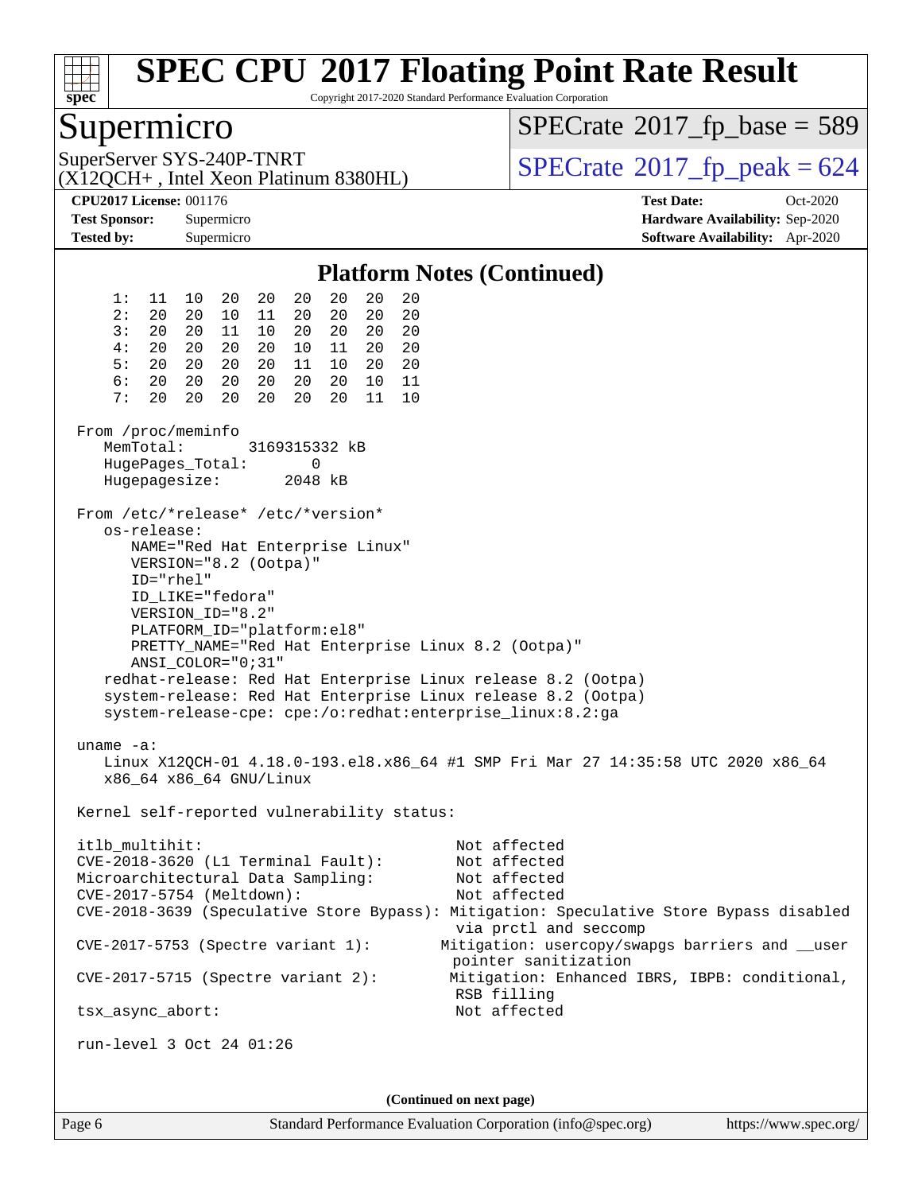# SPEC CPU 2017 Floating Point Rate Result

Copyright 2017-2020 Standard Performance Evaluation Corporation

## Supermicro

SuperServer SYS-240P-TNRT
(X12QCH+ , Intel Xeon Platinum 8380HL)

SPECrate 2017_fp_base = 589

SPECrate 2017_fp_peak = 624

**CPU2017 License:** 001176
**Test Sponsor:** Supermicro
**Tested by:** Supermicro

**Test Date:** Oct-2020
**Hardware Availability:** Sep-2020
**Software Availability:** Apr-2020

### Platform Notes (Continued)

```
     1:  11  10  20  20  20  20  20  20
     2:  20  20  10  11  20  20  20  20
     3:  20  20  11  10  20  20  20  20
     4:  20  20  20  20  10  11  20  20
     5:  20  20  20  20  11  10  20  20
     6:  20  20  20  20  20  20  10  11
     7:  20  20  20  20  20  20  11  10

 From /proc/meminfo
    MemTotal:       3169315332 kB
    HugePages_Total:       0
    Hugepagesize:       2048 kB

 From /etc/*release* /etc/*version*
    os-release:
       NAME="Red Hat Enterprise Linux"
       VERSION="8.2 (Ootpa)"
       ID="rhel"
       ID_LIKE="fedora"
       VERSION_ID="8.2"
       PLATFORM_ID="platform:el8"
       PRETTY_NAME="Red Hat Enterprise Linux 8.2 (Ootpa)"
       ANSI_COLOR="0;31"
    redhat-release: Red Hat Enterprise Linux release 8.2 (Ootpa)
    system-release: Red Hat Enterprise Linux release 8.2 (Ootpa)
    system-release-cpe: cpe:/o:redhat:enterprise_linux:8.2:ga

 uname -a:
    Linux X12QCH-01 4.18.0-193.el8.x86_64 #1 SMP Fri Mar 27 14:35:58 UTC 2020 x86_64
    x86_64 x86_64 GNU/Linux

 Kernel self-reported vulnerability status:

 itlb_multihit:                                         Not affected
 CVE-2018-3620 (L1 Terminal Fault):                     Not affected
 Microarchitectural Data Sampling:                      Not affected
 CVE-2017-5754 (Meltdown):                              Not affected
 CVE-2018-3639 (Speculative Store Bypass): Mitigation: Speculative Store Bypass disabled
                                                        via prctl and seccomp
 CVE-2017-5753 (Spectre variant 1):                    Mitigation: usercopy/swapgs barriers and __user
                                                        pointer sanitization
 CVE-2017-5715 (Spectre variant 2):                     Mitigation: Enhanced IBRS, IBPB: conditional,
                                                        RSB filling
 tsx_async_abort:                                       Not affected

 run-level 3 Oct 24 01:26
```

(Continued on next page)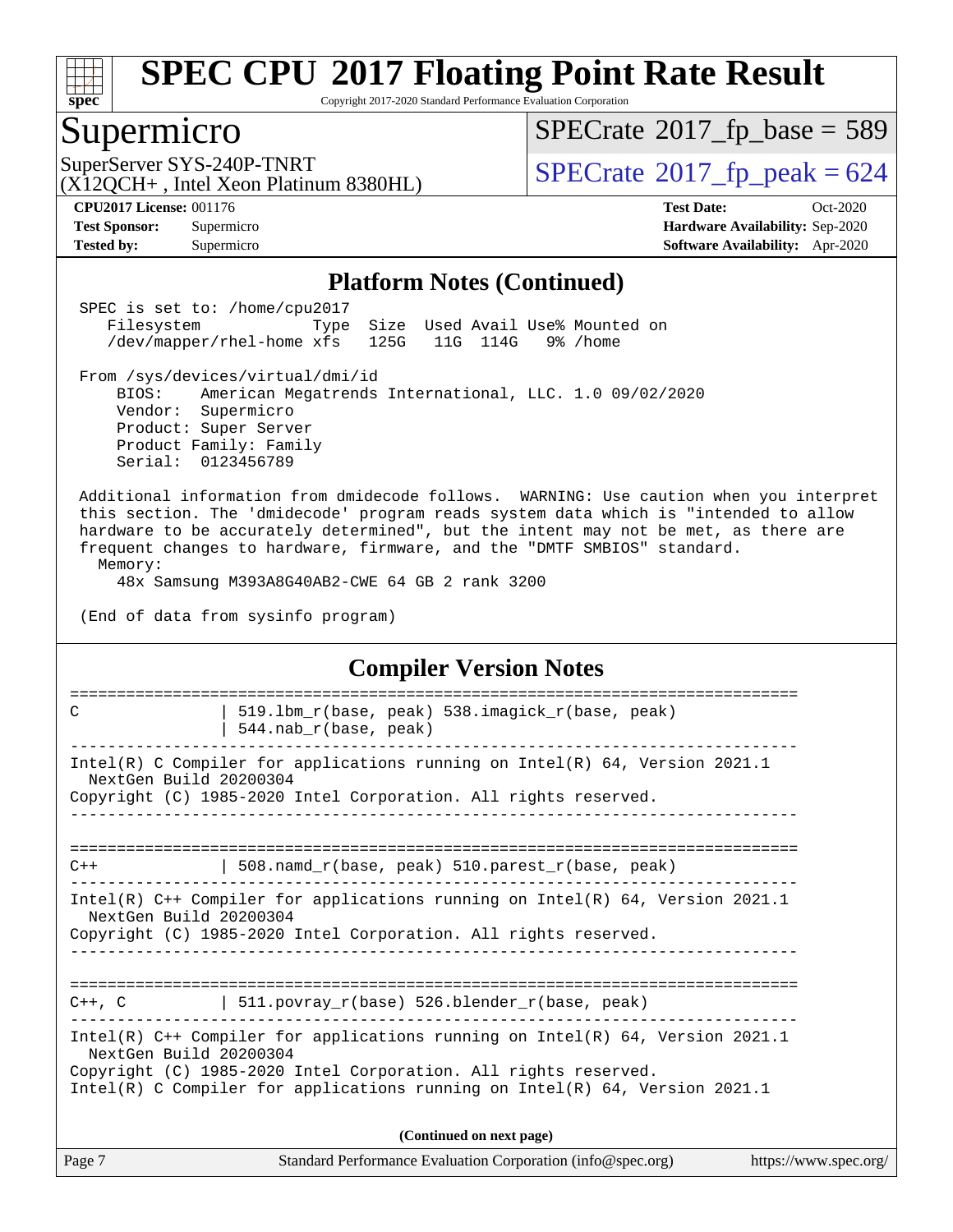# SPEC CPU 2017 Floating Point Rate Result

Copyright 2017-2020 Standard Performance Evaluation Corporation

## Supermicro

SuperServer SYS-240P-TNRT
(X12QCH+ , Intel Xeon Platinum 8380HL)

SPECrate 2017_fp_base = 589

SPECrate 2017_fp_peak = 624

**CPU2017 License:** 001176
**Test Sponsor:** Supermicro
**Tested by:** Supermicro

**Test Date:** Oct-2020
**Hardware Availability:** Sep-2020
**Software Availability:** Apr-2020

### Platform Notes (Continued)

```
 SPEC is set to: /home/cpu2017
    Filesystem            Type  Size  Used Avail Use% Mounted on
    /dev/mapper/rhel-home xfs   125G   11G  114G   9% /home

 From /sys/devices/virtual/dmi/id
     BIOS:    American Megatrends International, LLC. 1.0 09/02/2020
     Vendor:  Supermicro
     Product: Super Server
     Product Family: Family
     Serial:  0123456789

 Additional information from dmidecode follows.  WARNING: Use caution when you interpret
 this section. The 'dmidecode' program reads system data which is "intended to allow
 hardware to be accurately determined", but the intent may not be met, as there are
 frequent changes to hardware, firmware, and the "DMTF SMBIOS" standard.
   Memory:
     48x Samsung M393A8G40AB2-CWE 64 GB 2 rank 3200

 (End of data from sysinfo program)
```

### Compiler Version Notes

```
==============================================================================
C               | 519.lbm_r(base, peak) 538.imagick_r(base, peak)
                | 544.nab_r(base, peak)
------------------------------------------------------------------------------
Intel(R) C Compiler for applications running on Intel(R) 64, Version 2021.1
  NextGen Build 20200304
Copyright (C) 1985-2020 Intel Corporation. All rights reserved.
------------------------------------------------------------------------------

==============================================================================
C++             | 508.namd_r(base, peak) 510.parest_r(base, peak)
------------------------------------------------------------------------------
Intel(R) C++ Compiler for applications running on Intel(R) 64, Version 2021.1
  NextGen Build 20200304
Copyright (C) 1985-2020 Intel Corporation. All rights reserved.
------------------------------------------------------------------------------

==============================================================================
C++, C          | 511.povray_r(base) 526.blender_r(base, peak)
------------------------------------------------------------------------------
Intel(R) C++ Compiler for applications running on Intel(R) 64, Version 2021.1
  NextGen Build 20200304
Copyright (C) 1985-2020 Intel Corporation. All rights reserved.
Intel(R) C Compiler for applications running on Intel(R) 64, Version 2021.1
```

(Continued on next page)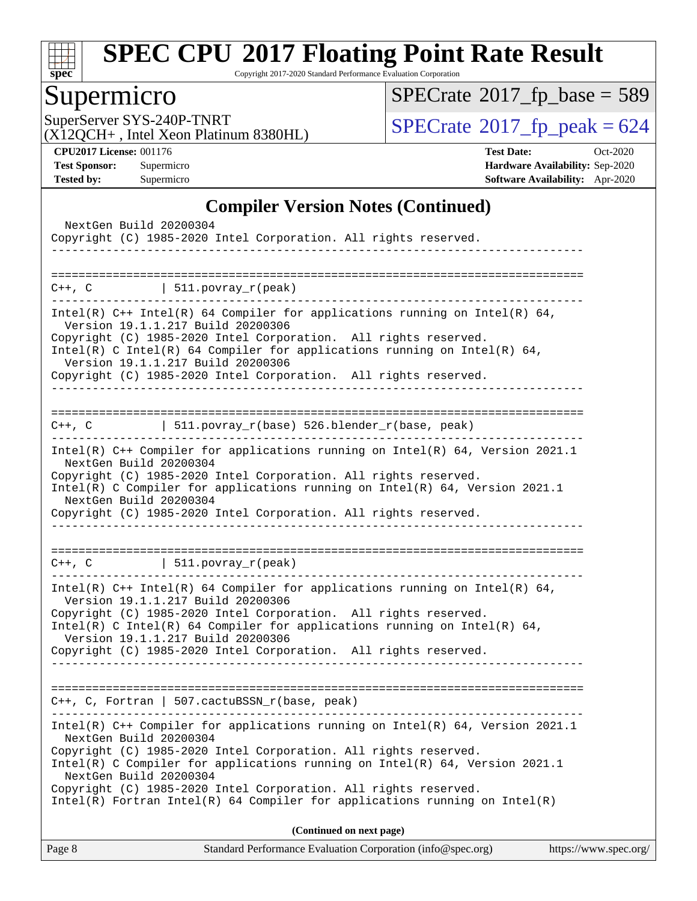# SPEC CPU 2017 Floating Point Rate Result

Copyright 2017-2020 Standard Performance Evaluation Corporation

## Supermicro

SuperServer SYS-240P-TNRT
(X12QCH+ , Intel Xeon Platinum 8380HL)

SPECrate 2017_fp_base = 589

SPECrate 2017_fp_peak = 624

**CPU2017 License:** 001176
**Test Sponsor:** Supermicro
**Tested by:** Supermicro

**Test Date:** Oct-2020
**Hardware Availability:** Sep-2020
**Software Availability:** Apr-2020

### Compiler Version Notes (Continued)

```
  NextGen Build 20200304
Copyright (C) 1985-2020 Intel Corporation. All rights reserved.
------------------------------------------------------------------------------

==============================================================================
C++, C          | 511.povray_r(peak)
------------------------------------------------------------------------------
Intel(R) C++ Intel(R) 64 Compiler for applications running on Intel(R) 64,
  Version 19.1.1.217 Build 20200306
Copyright (C) 1985-2020 Intel Corporation.  All rights reserved.
Intel(R) C Intel(R) 64 Compiler for applications running on Intel(R) 64,
  Version 19.1.1.217 Build 20200306
Copyright (C) 1985-2020 Intel Corporation.  All rights reserved.
------------------------------------------------------------------------------

==============================================================================
C++, C          | 511.povray_r(base) 526.blender_r(base, peak)
------------------------------------------------------------------------------
Intel(R) C++ Compiler for applications running on Intel(R) 64, Version 2021.1
  NextGen Build 20200304
Copyright (C) 1985-2020 Intel Corporation. All rights reserved.
Intel(R) C Compiler for applications running on Intel(R) 64, Version 2021.1
  NextGen Build 20200304
Copyright (C) 1985-2020 Intel Corporation. All rights reserved.
------------------------------------------------------------------------------

==============================================================================
C++, C          | 511.povray_r(peak)
------------------------------------------------------------------------------
Intel(R) C++ Intel(R) 64 Compiler for applications running on Intel(R) 64,
  Version 19.1.1.217 Build 20200306
Copyright (C) 1985-2020 Intel Corporation.  All rights reserved.
Intel(R) C Intel(R) 64 Compiler for applications running on Intel(R) 64,
  Version 19.1.1.217 Build 20200306
Copyright (C) 1985-2020 Intel Corporation.  All rights reserved.
------------------------------------------------------------------------------

==============================================================================
C++, C, Fortran | 507.cactuBSSN_r(base, peak)
------------------------------------------------------------------------------
Intel(R) C++ Compiler for applications running on Intel(R) 64, Version 2021.1
  NextGen Build 20200304
Copyright (C) 1985-2020 Intel Corporation. All rights reserved.
Intel(R) C Compiler for applications running on Intel(R) 64, Version 2021.1
  NextGen Build 20200304
Copyright (C) 1985-2020 Intel Corporation. All rights reserved.
Intel(R) Fortran Intel(R) 64 Compiler for applications running on Intel(R)
```

**(Continued on next page)**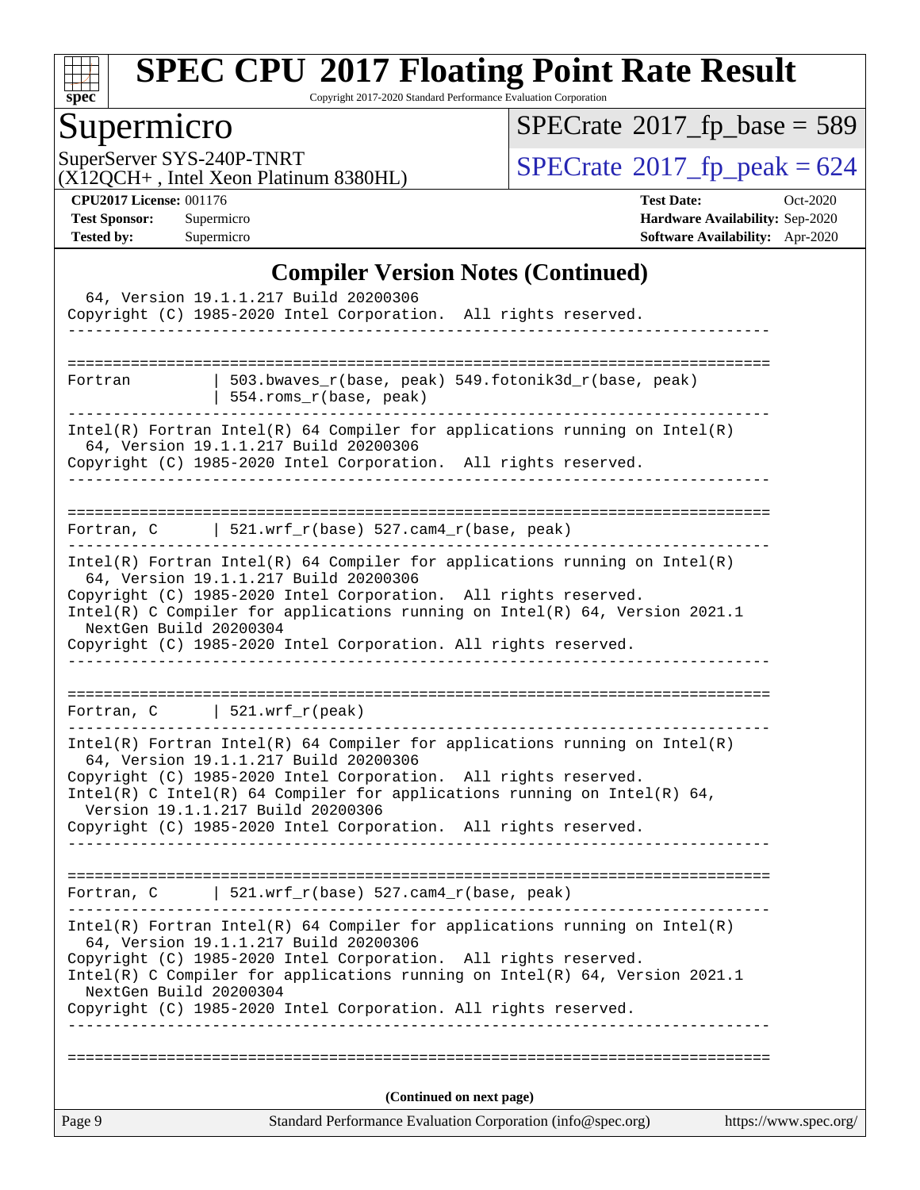# SPEC CPU 2017 Floating Point Rate Result

Copyright 2017-2020 Standard Performance Evaluation Corporation

## Supermicro

SuperServer SYS-240P-TNRT
(X12QCH+ , Intel Xeon Platinum 8380HL)

SPECrate 2017_fp_base = 589

SPECrate 2017_fp_peak = 624

**CPU2017 License:** 001176
**Test Sponsor:** Supermicro
**Tested by:** Supermicro

**Test Date:** Oct-2020
**Hardware Availability:** Sep-2020
**Software Availability:** Apr-2020

### Compiler Version Notes (Continued)

```
  64, Version 19.1.1.217 Build 20200306
Copyright (C) 1985-2020 Intel Corporation.  All rights reserved.
------------------------------------------------------------------------------

==============================================================================
Fortran         | 503.bwaves_r(base, peak) 549.fotonik3d_r(base, peak)
                | 554.roms_r(base, peak)
------------------------------------------------------------------------------
Intel(R) Fortran Intel(R) 64 Compiler for applications running on Intel(R)
  64, Version 19.1.1.217 Build 20200306
Copyright (C) 1985-2020 Intel Corporation.  All rights reserved.
------------------------------------------------------------------------------

==============================================================================
Fortran, C      | 521.wrf_r(base) 527.cam4_r(base, peak)
------------------------------------------------------------------------------
Intel(R) Fortran Intel(R) 64 Compiler for applications running on Intel(R)
  64, Version 19.1.1.217 Build 20200306
Copyright (C) 1985-2020 Intel Corporation.  All rights reserved.
Intel(R) C Compiler for applications running on Intel(R) 64, Version 2021.1
  NextGen Build 20200304
Copyright (C) 1985-2020 Intel Corporation. All rights reserved.
------------------------------------------------------------------------------

==============================================================================
Fortran, C      | 521.wrf_r(peak)
------------------------------------------------------------------------------
Intel(R) Fortran Intel(R) 64 Compiler for applications running on Intel(R)
  64, Version 19.1.1.217 Build 20200306
Copyright (C) 1985-2020 Intel Corporation.  All rights reserved.
Intel(R) C Intel(R) 64 Compiler for applications running on Intel(R) 64,
  Version 19.1.1.217 Build 20200306
Copyright (C) 1985-2020 Intel Corporation.  All rights reserved.
------------------------------------------------------------------------------

==============================================================================
Fortran, C      | 521.wrf_r(base) 527.cam4_r(base, peak)
------------------------------------------------------------------------------
Intel(R) Fortran Intel(R) 64 Compiler for applications running on Intel(R)
  64, Version 19.1.1.217 Build 20200306
Copyright (C) 1985-2020 Intel Corporation.  All rights reserved.
Intel(R) C Compiler for applications running on Intel(R) 64, Version 2021.1
  NextGen Build 20200304
Copyright (C) 1985-2020 Intel Corporation. All rights reserved.
------------------------------------------------------------------------------

==============================================================================
```

(Continued on next page)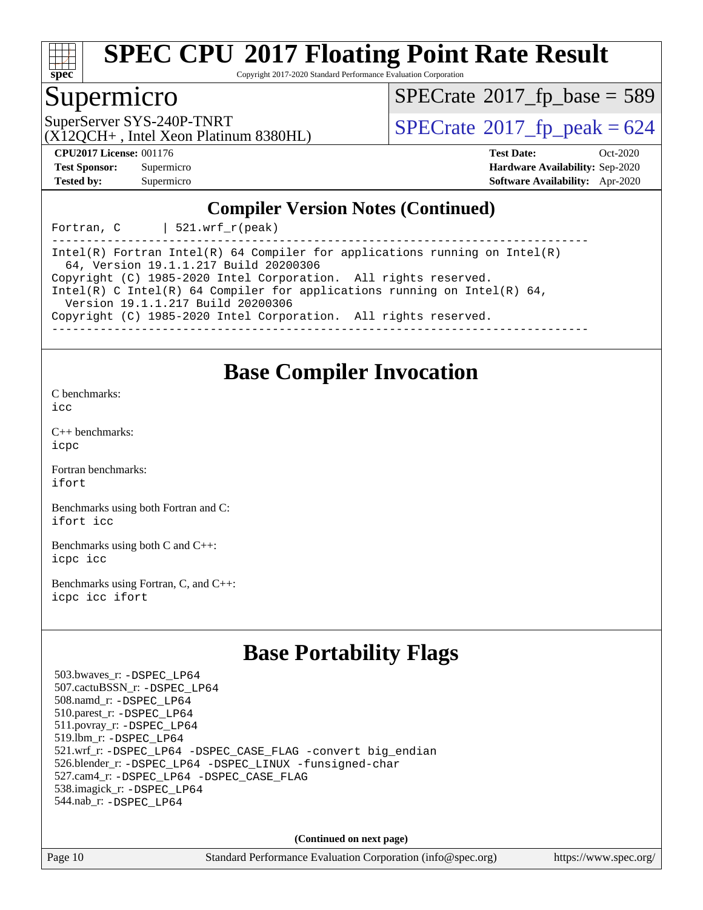# SPEC CPU 2017 Floating Point Rate Result

Copyright 2017-2020 Standard Performance Evaluation Corporation

## Supermicro

SuperServer SYS-240P-TNRT
(X12QCH+ , Intel Xeon Platinum 8380HL)

SPECrate 2017_fp_base = 589

SPECrate 2017_fp_peak = 624

**CPU2017 License:** 001176
**Test Sponsor:** Supermicro
**Tested by:** Supermicro

**Test Date:** Oct-2020
**Hardware Availability:** Sep-2020
**Software Availability:** Apr-2020

## Compiler Version Notes (Continued)

```
Fortran, C      | 521.wrf_r(peak)
------------------------------------------------------------------------------
Intel(R) Fortran Intel(R) 64 Compiler for applications running on Intel(R)
  64, Version 19.1.1.217 Build 20200306
Copyright (C) 1985-2020 Intel Corporation.  All rights reserved.
Intel(R) C Intel(R) 64 Compiler for applications running on Intel(R) 64,
  Version 19.1.1.217 Build 20200306
Copyright (C) 1985-2020 Intel Corporation.  All rights reserved.
------------------------------------------------------------------------------
```

## Base Compiler Invocation

C benchmarks:
icc

C++ benchmarks:
icpc

Fortran benchmarks:
ifort

Benchmarks using both Fortran and C:
ifort icc

Benchmarks using both C and C++:
icpc icc

Benchmarks using Fortran, C, and C++:
icpc icc ifort

## Base Portability Flags

503.bwaves_r: -DSPEC_LP64
507.cactuBSSN_r: -DSPEC_LP64
508.namd_r: -DSPEC_LP64
510.parest_r: -DSPEC_LP64
511.povray_r: -DSPEC_LP64
519.lbm_r: -DSPEC_LP64
521.wrf_r: -DSPEC_LP64 -DSPEC_CASE_FLAG -convert big_endian
526.blender_r: -DSPEC_LP64 -DSPEC_LINUX -funsigned-char
527.cam4_r: -DSPEC_LP64 -DSPEC_CASE_FLAG
538.imagick_r: -DSPEC_LP64
544.nab_r: -DSPEC_LP64

**(Continued on next page)**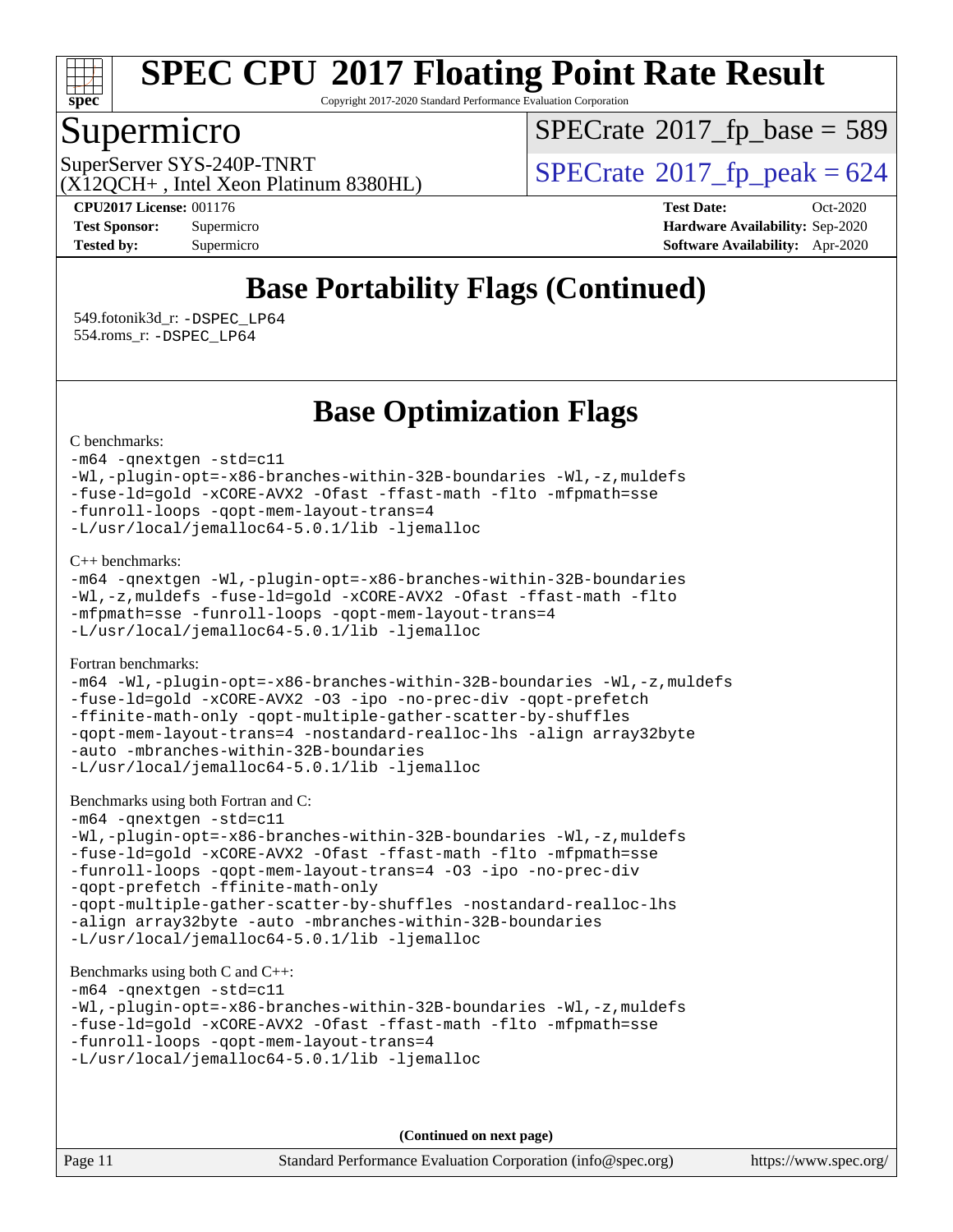# SPEC CPU 2017 Floating Point Rate Result

Copyright 2017-2020 Standard Performance Evaluation Corporation

## Supermicro

SuperServer SYS-240P-TNRT
(X12QCH+ , Intel Xeon Platinum 8380HL)

SPECrate 2017_fp_base = 589

SPECrate 2017_fp_peak = 624

**CPU2017 License:** 001176
**Test Sponsor:** Supermicro
**Tested by:** Supermicro

**Test Date:** Oct-2020
**Hardware Availability:** Sep-2020
**Software Availability:** Apr-2020

## Base Portability Flags (Continued)

549.fotonik3d_r: -DSPEC_LP64
554.roms_r: -DSPEC_LP64

## Base Optimization Flags

C benchmarks:

```
-m64 -qnextgen -std=c11
-Wl,-plugin-opt=-x86-branches-within-32B-boundaries -Wl,-z,muldefs
-fuse-ld=gold -xCORE-AVX2 -Ofast -ffast-math -flto -mfpmath=sse
-funroll-loops -qopt-mem-layout-trans=4
-L/usr/local/jemalloc64-5.0.1/lib -ljemalloc
```

C++ benchmarks:

```
-m64 -qnextgen -Wl,-plugin-opt=-x86-branches-within-32B-boundaries
-Wl,-z,muldefs -fuse-ld=gold -xCORE-AVX2 -Ofast -ffast-math -flto
-mfpmath=sse -funroll-loops -qopt-mem-layout-trans=4
-L/usr/local/jemalloc64-5.0.1/lib -ljemalloc
```

Fortran benchmarks:

```
-m64 -Wl,-plugin-opt=-x86-branches-within-32B-boundaries -Wl,-z,muldefs
-fuse-ld=gold -xCORE-AVX2 -O3 -ipo -no-prec-div -qopt-prefetch
-ffinite-math-only -qopt-multiple-gather-scatter-by-shuffles
-qopt-mem-layout-trans=4 -nostandard-realloc-lhs -align array32byte
-auto -mbranches-within-32B-boundaries
-L/usr/local/jemalloc64-5.0.1/lib -ljemalloc
```

Benchmarks using both Fortran and C:

```
-m64 -qnextgen -std=c11
-Wl,-plugin-opt=-x86-branches-within-32B-boundaries -Wl,-z,muldefs
-fuse-ld=gold -xCORE-AVX2 -Ofast -ffast-math -flto -mfpmath=sse
-funroll-loops -qopt-mem-layout-trans=4 -O3 -ipo -no-prec-div
-qopt-prefetch -ffinite-math-only
-qopt-multiple-gather-scatter-by-shuffles -nostandard-realloc-lhs
-align array32byte -auto -mbranches-within-32B-boundaries
-L/usr/local/jemalloc64-5.0.1/lib -ljemalloc
```

Benchmarks using both C and C++:

```
-m64 -qnextgen -std=c11
-Wl,-plugin-opt=-x86-branches-within-32B-boundaries -Wl,-z,muldefs
-fuse-ld=gold -xCORE-AVX2 -Ofast -ffast-math -flto -mfpmath=sse
-funroll-loops -qopt-mem-layout-trans=4
-L/usr/local/jemalloc64-5.0.1/lib -ljemalloc
```

**(Continued on next page)**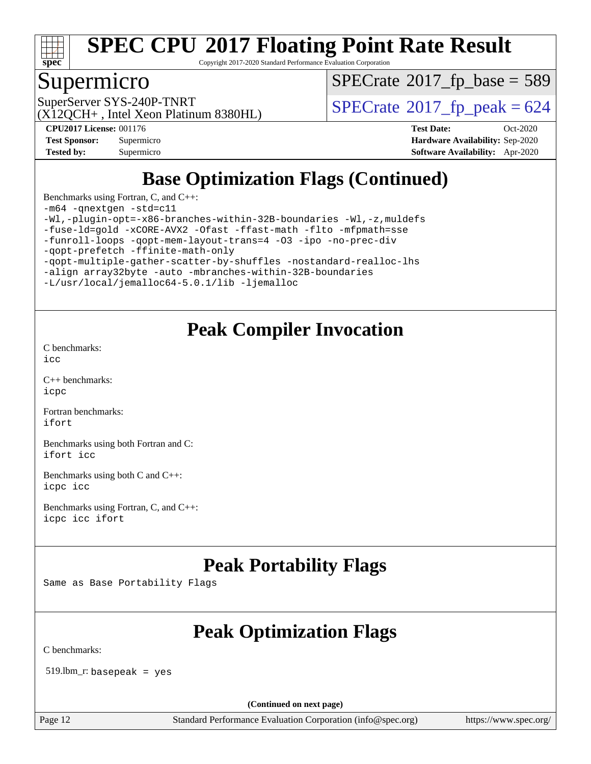# Base Optimization Flags (Continued)

Benchmarks using Fortran, C, and C++:

```
-m64 -qnextgen -std=c11
-Wl,-plugin-opt=-x86-branches-within-32B-boundaries -Wl,-z,muldefs
-fuse-ld=gold -xCORE-AVX2 -Ofast -ffast-math -flto -mfpmath=sse
-funroll-loops -qopt-mem-layout-trans=4 -O3 -ipo -no-prec-div
-qopt-prefetch -ffinite-math-only
-qopt-multiple-gather-scatter-by-shuffles -nostandard-realloc-lhs
-align array32byte -auto -mbranches-within-32B-boundaries
-L/usr/local/jemalloc64-5.0.1/lib -ljemalloc
```

# Peak Compiler Invocation

C benchmarks:
`icc`

C++ benchmarks:
`icpc`

Fortran benchmarks:
`ifort`

Benchmarks using both Fortran and C:
`ifort icc`

Benchmarks using both C and C++:
`icpc icc`

Benchmarks using Fortran, C, and C++:
`icpc icc ifort`

# Peak Portability Flags

Same as Base Portability Flags

# Peak Optimization Flags

C benchmarks:

519.lbm_r: `basepeak = yes`

(Continued on next page)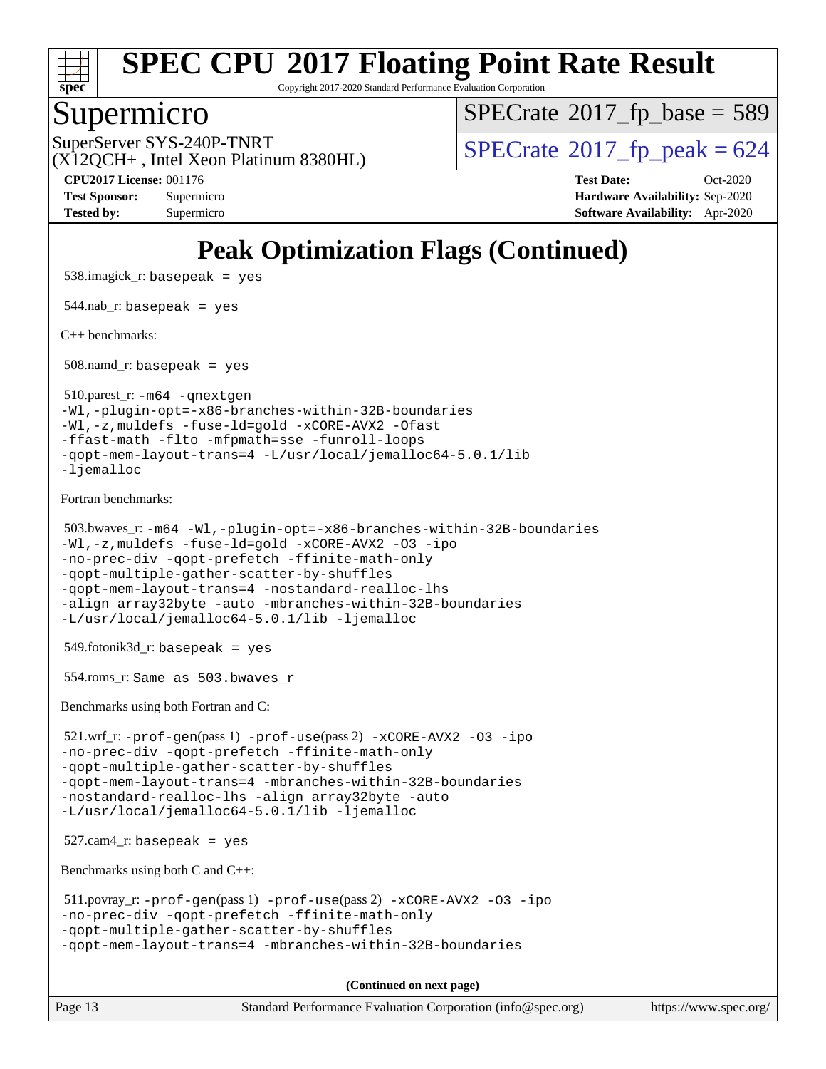# Peak Optimization Flags (Continued)

538.imagick_r: `basepeak = yes`

544.nab_r: `basepeak = yes`

C++ benchmarks:

508.namd_r: `basepeak = yes`

510.parest_r: `-m64 -qnextgen -Wl,-plugin-opt=-x86-branches-within-32B-boundaries -Wl,-z,muldefs -fuse-ld=gold -xCORE-AVX2 -Ofast -ffast-math -flto -mfpmath=sse -funroll-loops -qopt-mem-layout-trans=4 -L/usr/local/jemalloc64-5.0.1/lib -ljemalloc`

Fortran benchmarks:

503.bwaves_r: `-m64 -Wl,-plugin-opt=-x86-branches-within-32B-boundaries -Wl,-z,muldefs -fuse-ld=gold -xCORE-AVX2 -O3 -ipo -no-prec-div -qopt-prefetch -ffinite-math-only -qopt-multiple-gather-scatter-by-shuffles -qopt-mem-layout-trans=4 -nostandard-realloc-lhs -align array32byte -auto -mbranches-within-32B-boundaries -L/usr/local/jemalloc64-5.0.1/lib -ljemalloc`

549.fotonik3d_r: `basepeak = yes`

554.roms_r: `Same as 503.bwaves_r`

Benchmarks using both Fortran and C:

521.wrf_r: `-prof-gen`(pass 1) `-prof-use`(pass 2) `-xCORE-AVX2 -O3 -ipo -no-prec-div -qopt-prefetch -ffinite-math-only -qopt-multiple-gather-scatter-by-shuffles -qopt-mem-layout-trans=4 -mbranches-within-32B-boundaries -nostandard-realloc-lhs -align array32byte -auto -L/usr/local/jemalloc64-5.0.1/lib -ljemalloc`

527.cam4_r: `basepeak = yes`

Benchmarks using both C and C++:

511.povray_r: `-prof-gen`(pass 1) `-prof-use`(pass 2) `-xCORE-AVX2 -O3 -ipo -no-prec-div -qopt-prefetch -ffinite-math-only -qopt-multiple-gather-scatter-by-shuffles -qopt-mem-layout-trans=4 -mbranches-within-32B-boundaries`

**(Continued on next page)**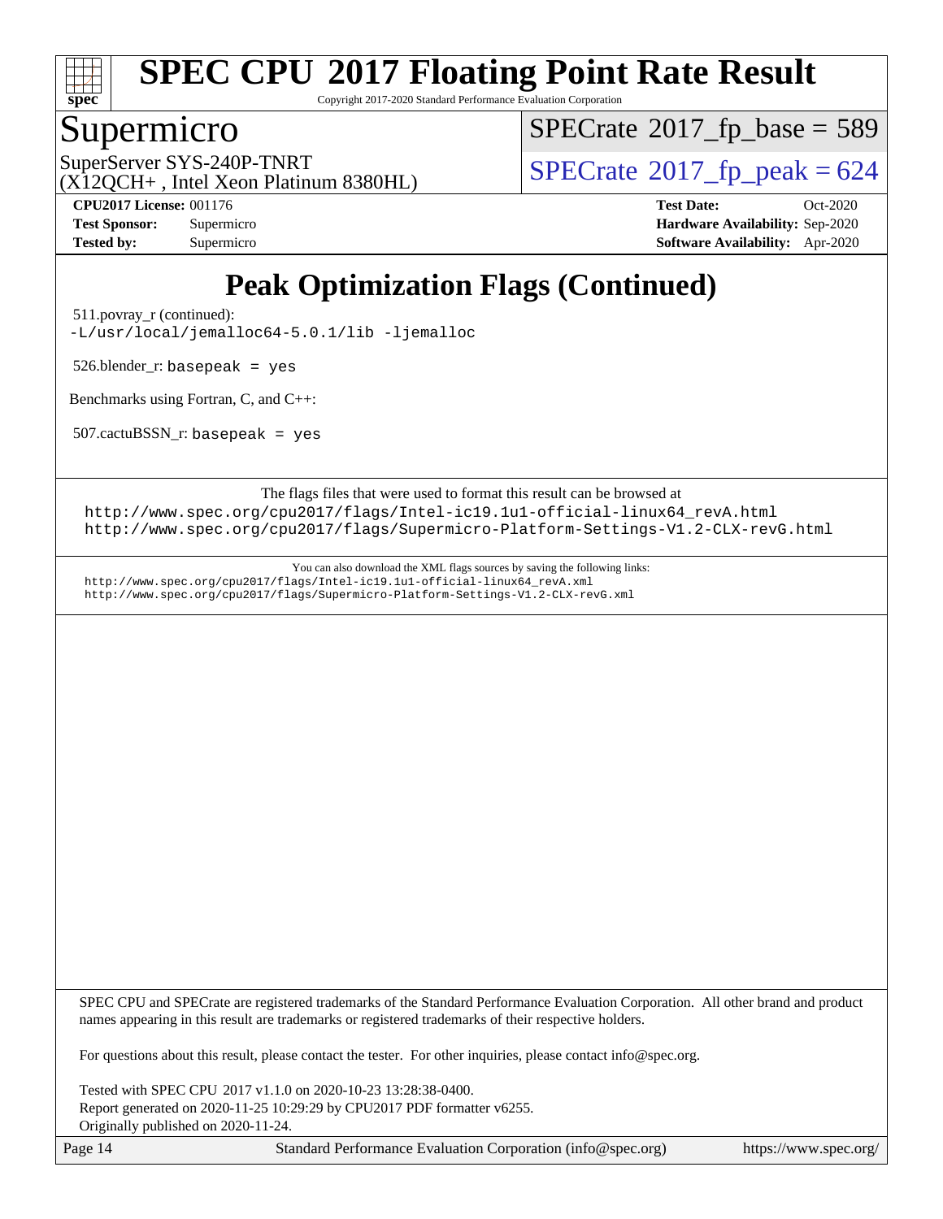# Peak Optimization Flags (Continued)

511.povray_r (continued):
-L/usr/local/jemalloc64-5.0.1/lib -ljemalloc

526.blender_r: basepeak = yes

Benchmarks using Fortran, C, and C++:

507.cactuBSSN_r: basepeak = yes

The flags files that were used to format this result can be browsed at
http://www.spec.org/cpu2017/flags/Intel-ic19.1u1-official-linux64_revA.html
http://www.spec.org/cpu2017/flags/Supermicro-Platform-Settings-V1.2-CLX-revG.html

You can also download the XML flags sources by saving the following links:
http://www.spec.org/cpu2017/flags/Intel-ic19.1u1-official-linux64_revA.xml
http://www.spec.org/cpu2017/flags/Supermicro-Platform-Settings-V1.2-CLX-revG.xml

SPEC CPU and SPECrate are registered trademarks of the Standard Performance Evaluation Corporation. All other brand and product names appearing in this result are trademarks or registered trademarks of their respective holders.

For questions about this result, please contact the tester. For other inquiries, please contact info@spec.org.

Tested with SPEC CPU 2017 v1.1.0 on 2020-10-23 13:28:38-0400.
Report generated on 2020-11-25 10:29:29 by CPU2017 PDF formatter v6255.
Originally published on 2020-11-24.